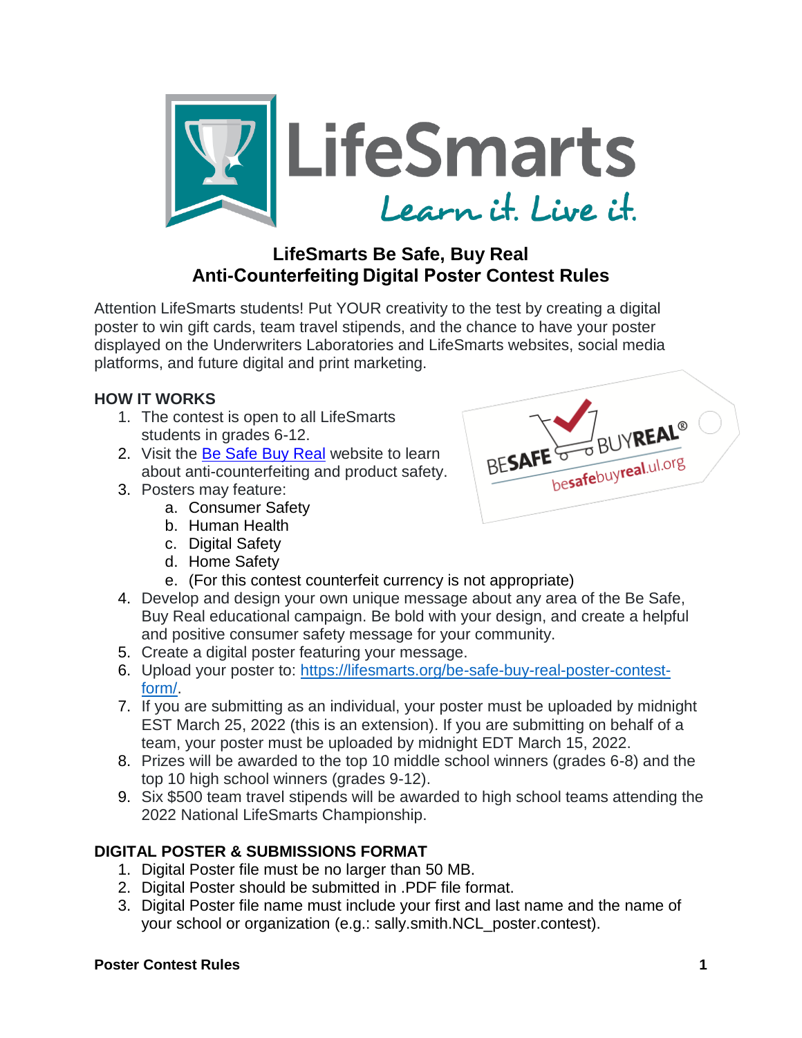# LifeSmarts Be Safe, Buy Real
# Anti-Counterfeiting Digital Poster Contest Rules

Attention LifeSmarts students! Put YOUR creativity to the test by creating a digital poster to win gift cards, team travel stipends, and the chance to have your poster displayed on the Underwriters Laboratories and LifeSmarts websites, social media platforms, and future digital and print marketing.

## HOW IT WORKS

1. The contest is open to all LifeSmarts students in grades 6-12.
2. Visit the [Be Safe Buy Real](https://besafebuyreal.ul.org) website to learn about anti-counterfeiting and product safety.
3. Posters may feature:
    a. Consumer Safety
    b. Human Health
    c. Digital Safety
    d. Home Safety
    e. (For this contest counterfeit currency is not appropriate)
4. Develop and design your own unique message about any area of the Be Safe, Buy Real educational campaign. Be bold with your design, and create a helpful and positive consumer safety message for your community.
5. Create a digital poster featuring your message.
6. Upload your poster to: [https://lifesmarts.org/be-safe-buy-real-poster-contest-form/](https://lifesmarts.org/be-safe-buy-real-poster-contest-form/).
7. If you are submitting as an individual, your poster must be uploaded by midnight EST March 25, 2022 (this is an extension). If you are submitting on behalf of a team, your poster must be uploaded by midnight EDT March 15, 2022.
8. Prizes will be awarded to the top 10 middle school winners (grades 6-8) and the top 10 high school winners (grades 9-12).
9. Six $500 team travel stipends will be awarded to high school teams attending the 2022 National LifeSmarts Championship.

## DIGITAL POSTER & SUBMISSIONS FORMAT

1. Digital Poster file must be no larger than 50 MB.
2. Digital Poster should be submitted in .PDF file format.
3. Digital Poster file name must include your first and last name and the name of your school or organization (e.g.: sally.smith.NCL_poster.contest).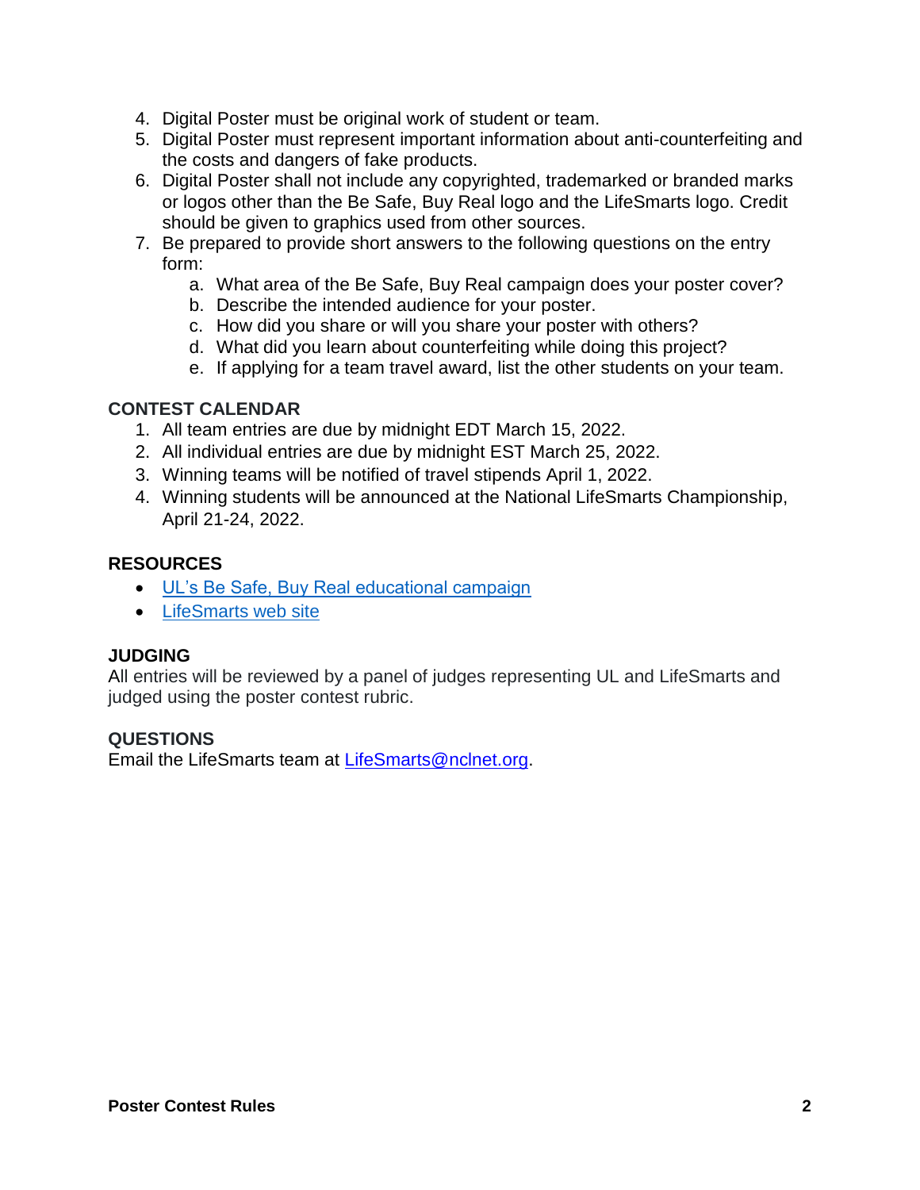4. Digital Poster must be original work of student or team.
5. Digital Poster must represent important information about anti-counterfeiting and the costs and dangers of fake products.
6. Digital Poster shall not include any copyrighted, trademarked or branded marks or logos other than the Be Safe, Buy Real logo and the LifeSmarts logo. Credit should be given to graphics used from other sources.
7. Be prepared to provide short answers to the following questions on the entry form:
    a. What area of the Be Safe, Buy Real campaign does your poster cover?
    b. Describe the intended audience for your poster.
    c. How did you share or will you share your poster with others?
    d. What did you learn about counterfeiting while doing this project?
    e. If applying for a team travel award, list the other students on your team.

## CONTEST CALENDAR

1. All team entries are due by midnight EDT March 15, 2022.
2. All individual entries are due by midnight EST March 25, 2022.
3. Winning teams will be notified of travel stipends April 1, 2022.
4. Winning students will be announced at the National LifeSmarts Championship, April 21-24, 2022.

## RESOURCES

- UL's Be Safe, Buy Real educational campaign
- LifeSmarts web site

## JUDGING

All entries will be reviewed by a panel of judges representing UL and LifeSmarts and judged using the poster contest rubric.

## QUESTIONS

Email the LifeSmarts team at LifeSmarts@nclnet.org.